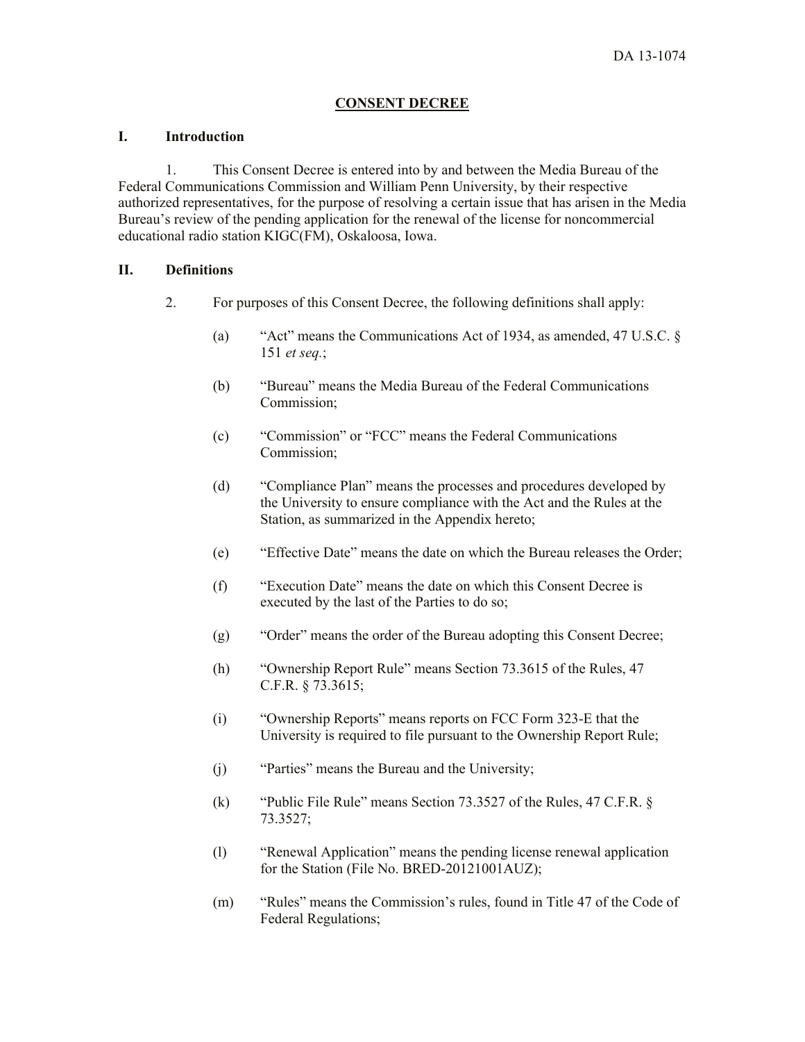DA 13-1074

# CONSENT DECREE

## I. Introduction

1. This Consent Decree is entered into by and between the Media Bureau of the Federal Communications Commission and William Penn University, by their respective authorized representatives, for the purpose of resolving a certain issue that has arisen in the Media Bureau's review of the pending application for the renewal of the license for noncommercial educational radio station KIGC(FM), Oskaloosa, Iowa.

## II. Definitions

2. For purposes of this Consent Decree, the following definitions shall apply:

(a) "Act" means the Communications Act of 1934, as amended, 47 U.S.C. § 151 *et seq.*;

(b) "Bureau" means the Media Bureau of the Federal Communications Commission;

(c) "Commission" or "FCC" means the Federal Communications Commission;

(d) "Compliance Plan" means the processes and procedures developed by the University to ensure compliance with the Act and the Rules at the Station, as summarized in the Appendix hereto;

(e) "Effective Date" means the date on which the Bureau releases the Order;

(f) "Execution Date" means the date on which this Consent Decree is executed by the last of the Parties to do so;

(g) "Order" means the order of the Bureau adopting this Consent Decree;

(h) "Ownership Report Rule" means Section 73.3615 of the Rules, 47 C.F.R. § 73.3615;

(i) "Ownership Reports" means reports on FCC Form 323-E that the University is required to file pursuant to the Ownership Report Rule;

(j) "Parties" means the Bureau and the University;

(k) "Public File Rule" means Section 73.3527 of the Rules, 47 C.F.R. § 73.3527;

(l) "Renewal Application" means the pending license renewal application for the Station (File No. BRED-20121001AUZ);

(m) "Rules" means the Commission's rules, found in Title 47 of the Code of Federal Regulations;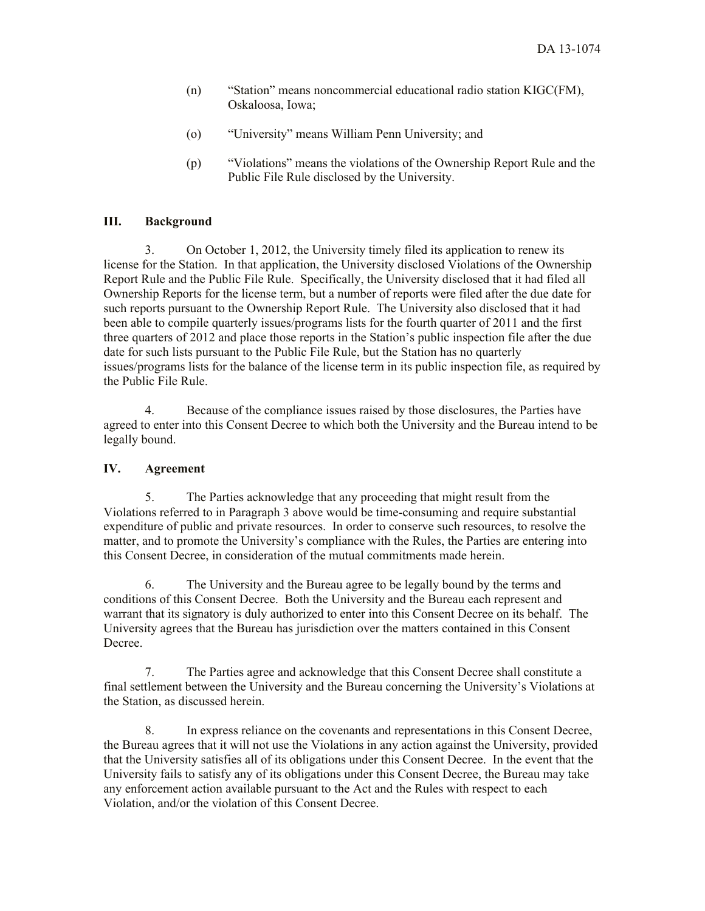(n) "Station" means noncommercial educational radio station KIGC(FM), Oskaloosa, Iowa;

(o) "University" means William Penn University; and

(p) "Violations" means the violations of the Ownership Report Rule and the Public File Rule disclosed by the University.

## III. Background

3. On October 1, 2012, the University timely filed its application to renew its license for the Station. In that application, the University disclosed Violations of the Ownership Report Rule and the Public File Rule. Specifically, the University disclosed that it had filed all Ownership Reports for the license term, but a number of reports were filed after the due date for such reports pursuant to the Ownership Report Rule. The University also disclosed that it had been able to compile quarterly issues/programs lists for the fourth quarter of 2011 and the first three quarters of 2012 and place those reports in the Station's public inspection file after the due date for such lists pursuant to the Public File Rule, but the Station has no quarterly issues/programs lists for the balance of the license term in its public inspection file, as required by the Public File Rule.

4. Because of the compliance issues raised by those disclosures, the Parties have agreed to enter into this Consent Decree to which both the University and the Bureau intend to be legally bound.

## IV. Agreement

5. The Parties acknowledge that any proceeding that might result from the Violations referred to in Paragraph 3 above would be time-consuming and require substantial expenditure of public and private resources. In order to conserve such resources, to resolve the matter, and to promote the University's compliance with the Rules, the Parties are entering into this Consent Decree, in consideration of the mutual commitments made herein.

6. The University and the Bureau agree to be legally bound by the terms and conditions of this Consent Decree. Both the University and the Bureau each represent and warrant that its signatory is duly authorized to enter into this Consent Decree on its behalf. The University agrees that the Bureau has jurisdiction over the matters contained in this Consent Decree.

7. The Parties agree and acknowledge that this Consent Decree shall constitute a final settlement between the University and the Bureau concerning the University's Violations at the Station, as discussed herein.

8. In express reliance on the covenants and representations in this Consent Decree, the Bureau agrees that it will not use the Violations in any action against the University, provided that the University satisfies all of its obligations under this Consent Decree. In the event that the University fails to satisfy any of its obligations under this Consent Decree, the Bureau may take any enforcement action available pursuant to the Act and the Rules with respect to each Violation, and/or the violation of this Consent Decree.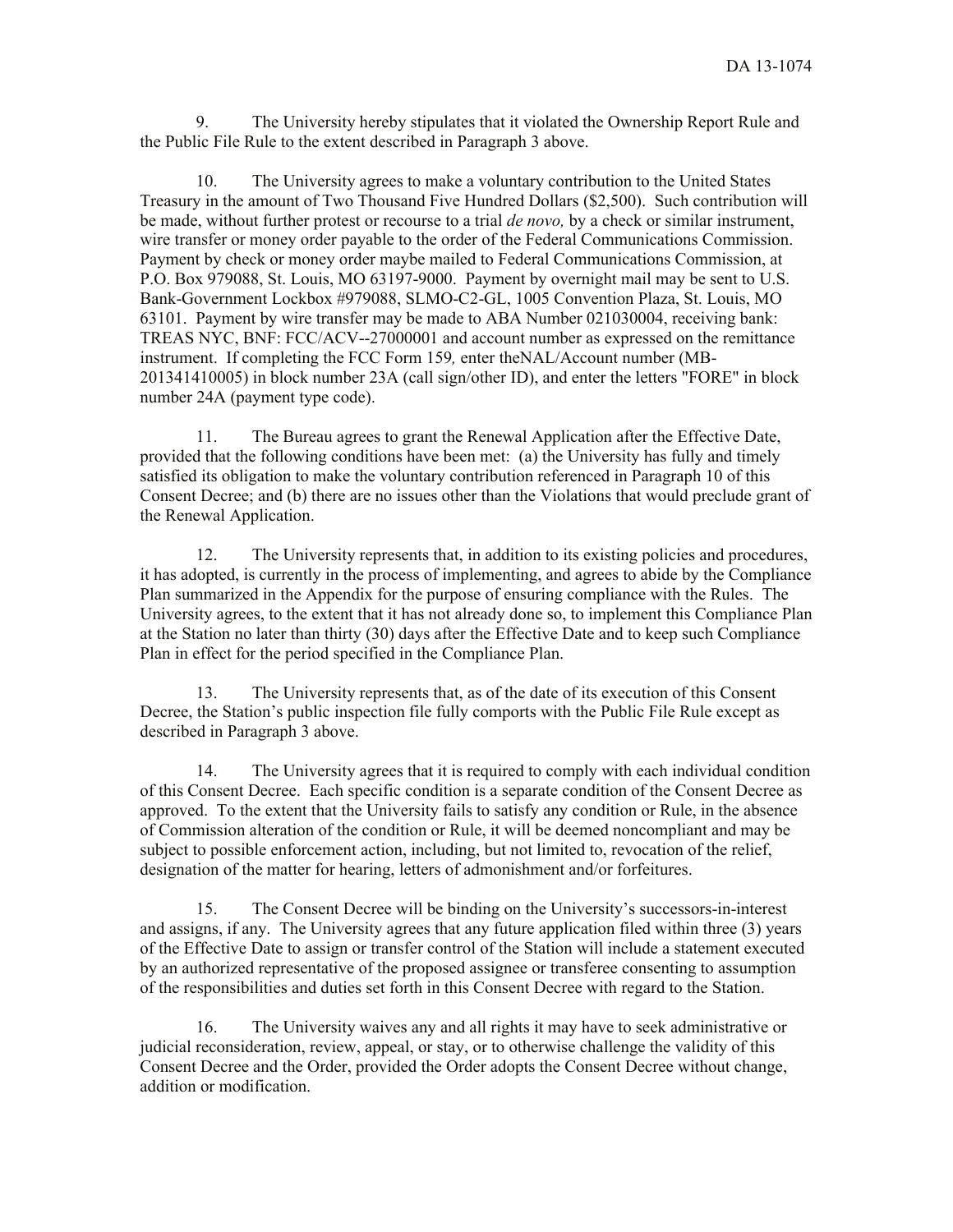9. The University hereby stipulates that it violated the Ownership Report Rule and the Public File Rule to the extent described in Paragraph 3 above.

10. The University agrees to make a voluntary contribution to the United States Treasury in the amount of Two Thousand Five Hundred Dollars ($2,500). Such contribution will be made, without further protest or recourse to a trial *de novo,* by a check or similar instrument, wire transfer or money order payable to the order of the Federal Communications Commission. Payment by check or money order maybe mailed to Federal Communications Commission, at P.O. Box 979088, St. Louis, MO 63197-9000. Payment by overnight mail may be sent to U.S. Bank-Government Lockbox #979088, SLMO-C2-GL, 1005 Convention Plaza, St. Louis, MO 63101. Payment by wire transfer may be made to ABA Number 021030004, receiving bank: TREAS NYC, BNF: FCC/ACV--27000001 and account number as expressed on the remittance instrument. If completing the FCC Form 159*,* enter theNAL/Account number (MB-201341410005) in block number 23A (call sign/other ID), and enter the letters "FORE" in block number 24A (payment type code).

11. The Bureau agrees to grant the Renewal Application after the Effective Date, provided that the following conditions have been met: (a) the University has fully and timely satisfied its obligation to make the voluntary contribution referenced in Paragraph 10 of this Consent Decree; and (b) there are no issues other than the Violations that would preclude grant of the Renewal Application.

12. The University represents that, in addition to its existing policies and procedures, it has adopted, is currently in the process of implementing, and agrees to abide by the Compliance Plan summarized in the Appendix for the purpose of ensuring compliance with the Rules. The University agrees, to the extent that it has not already done so, to implement this Compliance Plan at the Station no later than thirty (30) days after the Effective Date and to keep such Compliance Plan in effect for the period specified in the Compliance Plan.

13. The University represents that, as of the date of its execution of this Consent Decree, the Station's public inspection file fully comports with the Public File Rule except as described in Paragraph 3 above.

14. The University agrees that it is required to comply with each individual condition of this Consent Decree. Each specific condition is a separate condition of the Consent Decree as approved. To the extent that the University fails to satisfy any condition or Rule, in the absence of Commission alteration of the condition or Rule, it will be deemed noncompliant and may be subject to possible enforcement action, including, but not limited to, revocation of the relief, designation of the matter for hearing, letters of admonishment and/or forfeitures.

15. The Consent Decree will be binding on the University's successors-in-interest and assigns, if any. The University agrees that any future application filed within three (3) years of the Effective Date to assign or transfer control of the Station will include a statement executed by an authorized representative of the proposed assignee or transferee consenting to assumption of the responsibilities and duties set forth in this Consent Decree with regard to the Station.

16. The University waives any and all rights it may have to seek administrative or judicial reconsideration, review, appeal, or stay, or to otherwise challenge the validity of this Consent Decree and the Order, provided the Order adopts the Consent Decree without change, addition or modification.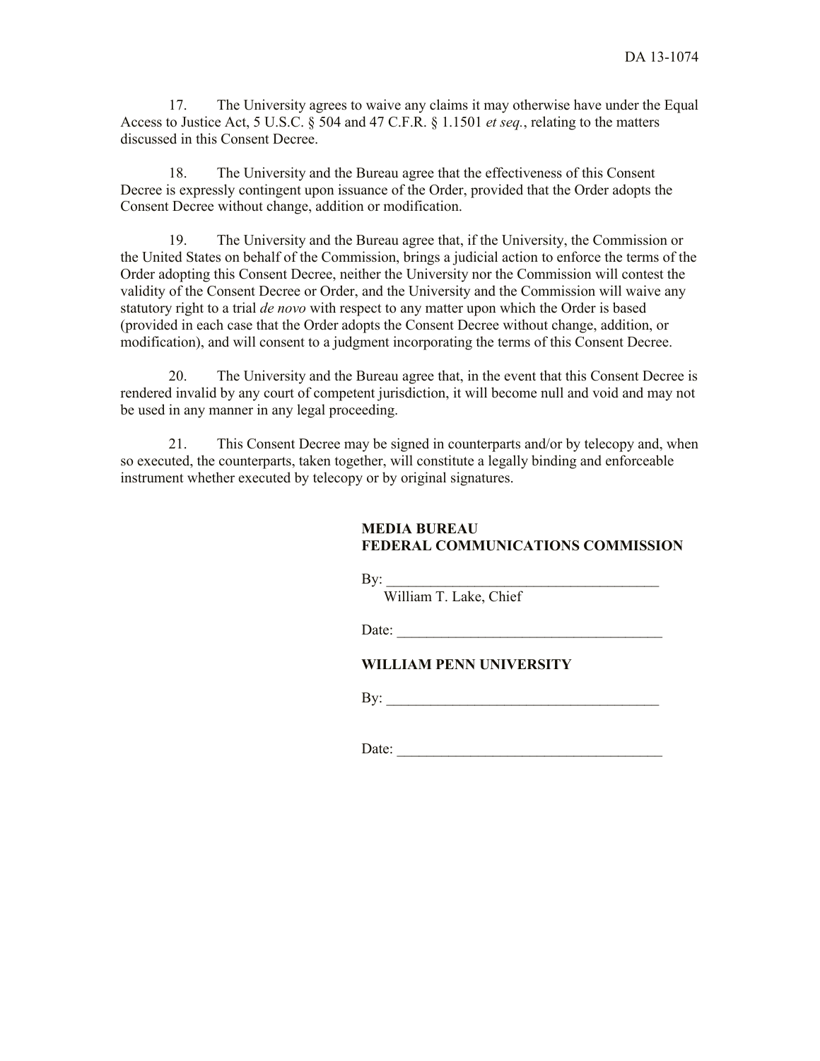17. The University agrees to waive any claims it may otherwise have under the Equal Access to Justice Act, 5 U.S.C. § 504 and 47 C.F.R. § 1.1501 *et seq.*, relating to the matters discussed in this Consent Decree.

18. The University and the Bureau agree that the effectiveness of this Consent Decree is expressly contingent upon issuance of the Order, provided that the Order adopts the Consent Decree without change, addition or modification.

19. The University and the Bureau agree that, if the University, the Commission or the United States on behalf of the Commission, brings a judicial action to enforce the terms of the Order adopting this Consent Decree, neither the University nor the Commission will contest the validity of the Consent Decree or Order, and the University and the Commission will waive any statutory right to a trial *de novo* with respect to any matter upon which the Order is based (provided in each case that the Order adopts the Consent Decree without change, addition, or modification), and will consent to a judgment incorporating the terms of this Consent Decree.

20. The University and the Bureau agree that, in the event that this Consent Decree is rendered invalid by any court of competent jurisdiction, it will become null and void and may not be used in any manner in any legal proceeding.

21. This Consent Decree may be signed in counterparts and/or by telecopy and, when so executed, the counterparts, taken together, will constitute a legally binding and enforceable instrument whether executed by telecopy or by original signatures.

**MEDIA BUREAU**
**FEDERAL COMMUNICATIONS COMMISSION**

By: ______________________________________
William T. Lake, Chief

Date: ____________________________________

**WILLIAM PENN UNIVERSITY**

By: ______________________________________

Date: ____________________________________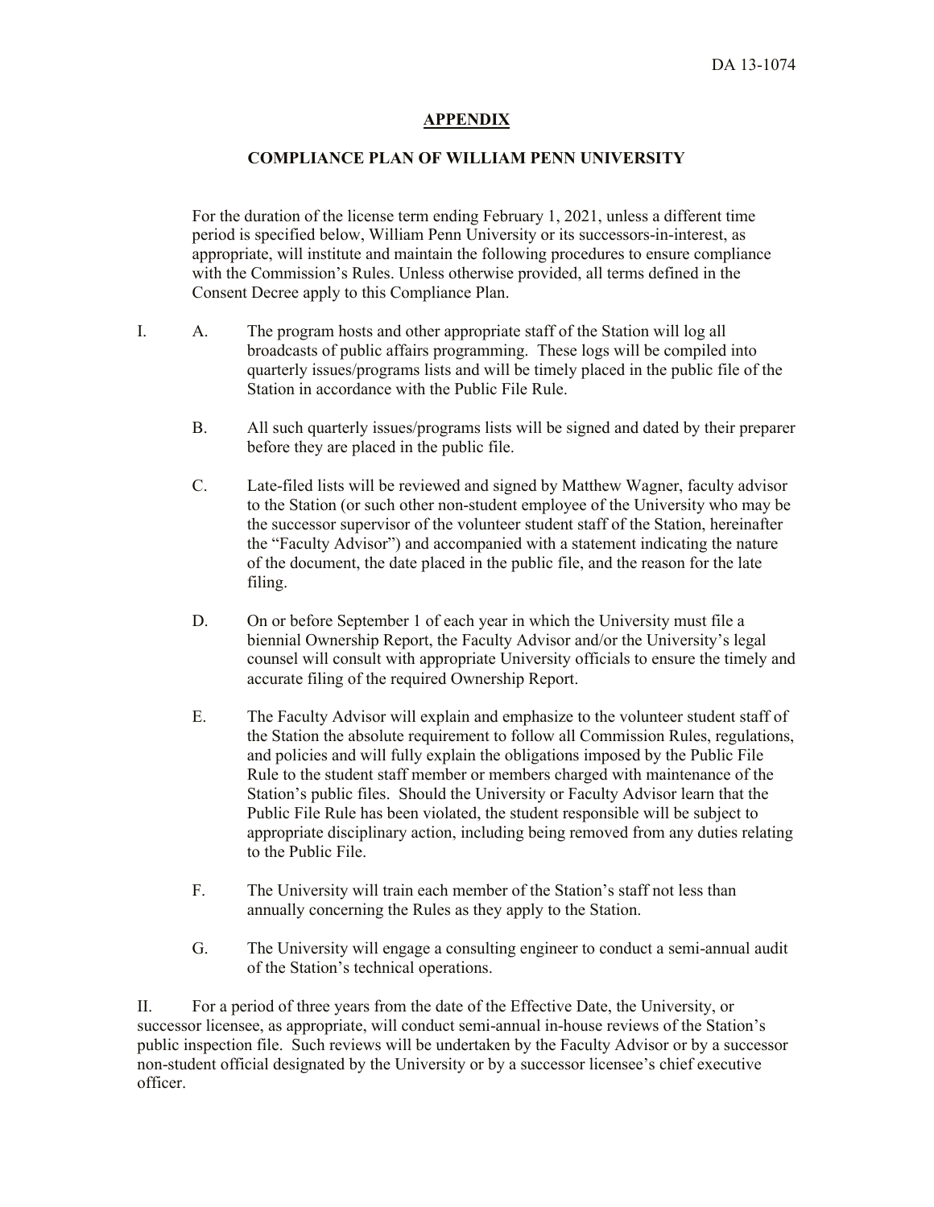## APPENDIX

### COMPLIANCE PLAN OF WILLIAM PENN UNIVERSITY

For the duration of the license term ending February 1, 2021, unless a different time period is specified below, William Penn University or its successors-in-interest, as appropriate, will institute and maintain the following procedures to ensure compliance with the Commission's Rules. Unless otherwise provided, all terms defined in the Consent Decree apply to this Compliance Plan.

I. A. The program hosts and other appropriate staff of the Station will log all broadcasts of public affairs programming. These logs will be compiled into quarterly issues/programs lists and will be timely placed in the public file of the Station in accordance with the Public File Rule.

B. All such quarterly issues/programs lists will be signed and dated by their preparer before they are placed in the public file.

C. Late-filed lists will be reviewed and signed by Matthew Wagner, faculty advisor to the Station (or such other non-student employee of the University who may be the successor supervisor of the volunteer student staff of the Station, hereinafter the "Faculty Advisor") and accompanied with a statement indicating the nature of the document, the date placed in the public file, and the reason for the late filing.

D. On or before September 1 of each year in which the University must file a biennial Ownership Report, the Faculty Advisor and/or the University's legal counsel will consult with appropriate University officials to ensure the timely and accurate filing of the required Ownership Report.

E. The Faculty Advisor will explain and emphasize to the volunteer student staff of the Station the absolute requirement to follow all Commission Rules, regulations, and policies and will fully explain the obligations imposed by the Public File Rule to the student staff member or members charged with maintenance of the Station's public files. Should the University or Faculty Advisor learn that the Public File Rule has been violated, the student responsible will be subject to appropriate disciplinary action, including being removed from any duties relating to the Public File.

F. The University will train each member of the Station's staff not less than annually concerning the Rules as they apply to the Station.

G. The University will engage a consulting engineer to conduct a semi-annual audit of the Station's technical operations.

II. For a period of three years from the date of the Effective Date, the University, or successor licensee, as appropriate, will conduct semi-annual in-house reviews of the Station's public inspection file. Such reviews will be undertaken by the Faculty Advisor or by a successor non-student official designated by the University or by a successor licensee's chief executive officer.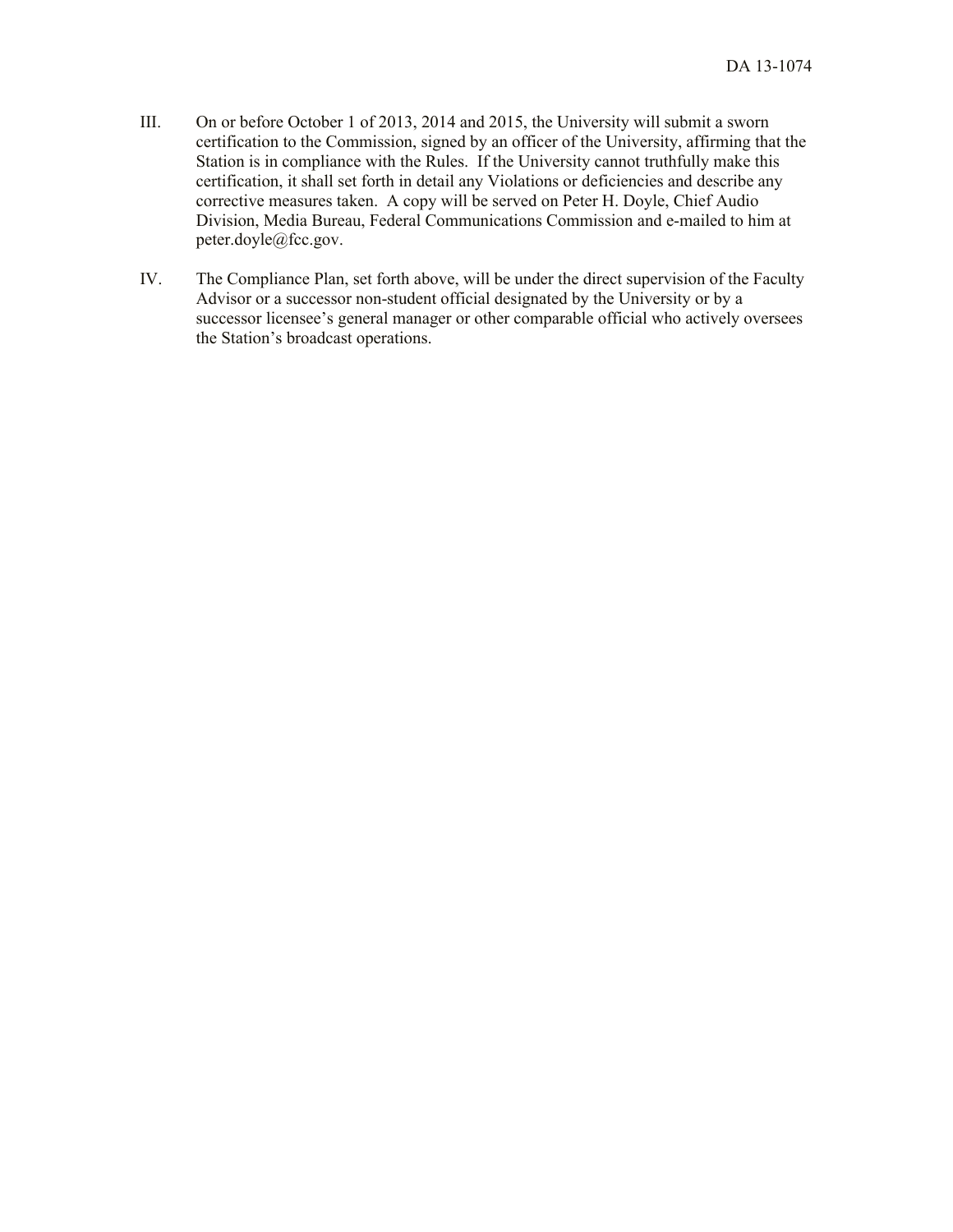III. On or before October 1 of 2013, 2014 and 2015, the University will submit a sworn certification to the Commission, signed by an officer of the University, affirming that the Station is in compliance with the Rules. If the University cannot truthfully make this certification, it shall set forth in detail any Violations or deficiencies and describe any corrective measures taken. A copy will be served on Peter H. Doyle, Chief Audio Division, Media Bureau, Federal Communications Commission and e-mailed to him at peter.doyle@fcc.gov.

IV. The Compliance Plan, set forth above, will be under the direct supervision of the Faculty Advisor or a successor non-student official designated by the University or by a successor licensee's general manager or other comparable official who actively oversees the Station's broadcast operations.